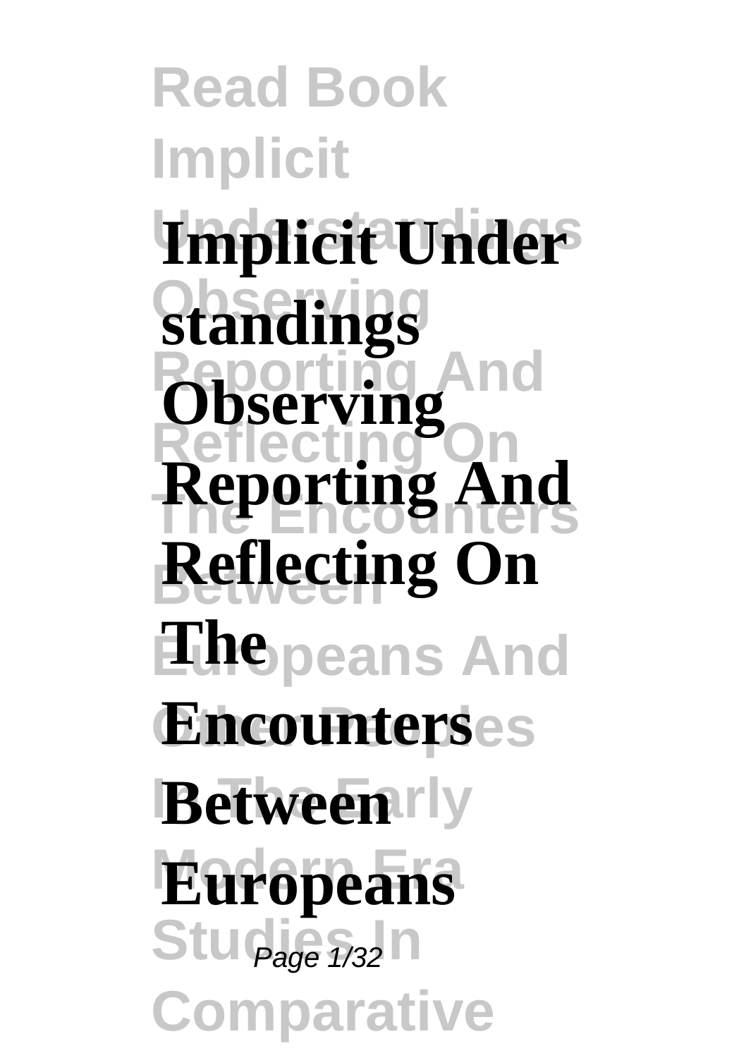# Implicit Understandings Observing Reporting And Reflecting On The Encounters Between Europeans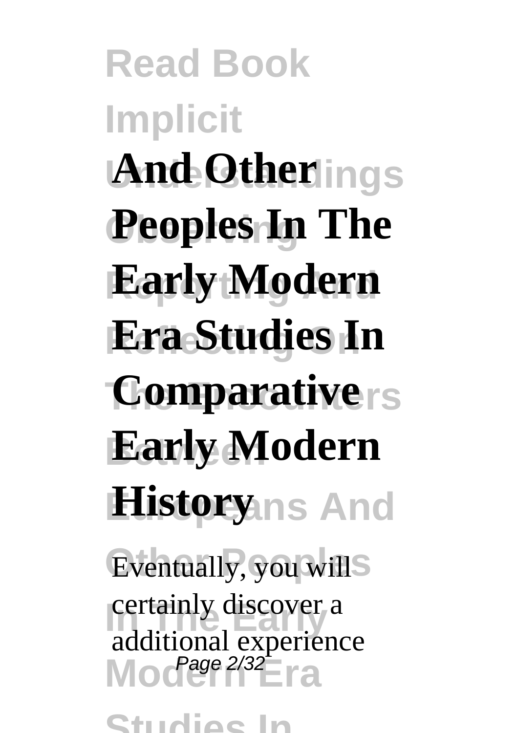# And Other Peoples In The Early Modern Era Studies In Comparative Early Modern History

Eventually, you will certainly discover a additional experience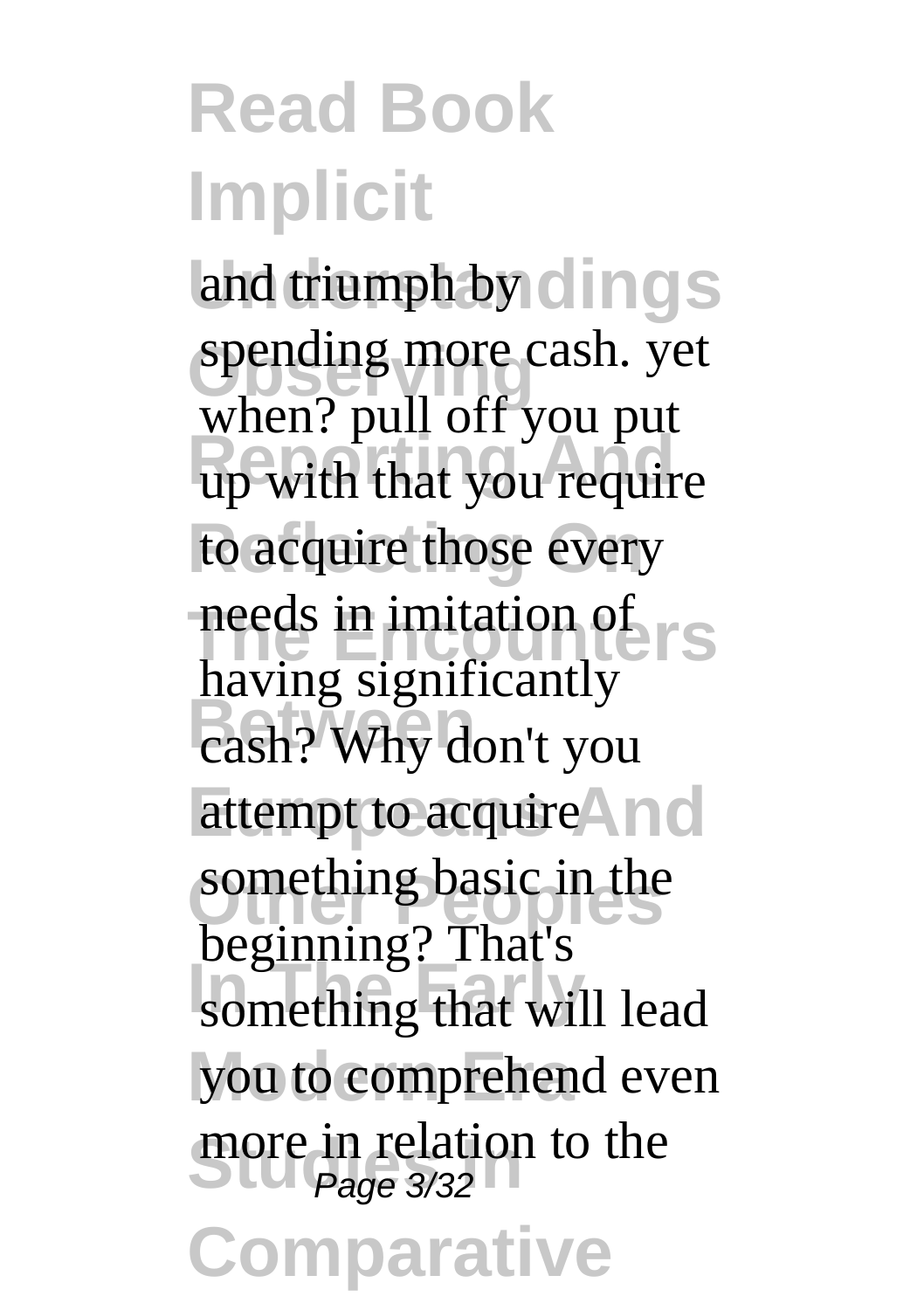and triumph by spending more cash. yet when? pull off you put up with that you require to acquire those every needs in imitation of having significantly cash? Why don't you attempt to acquire something basic in the beginning? That's something that will lead you to comprehend even more in relation to the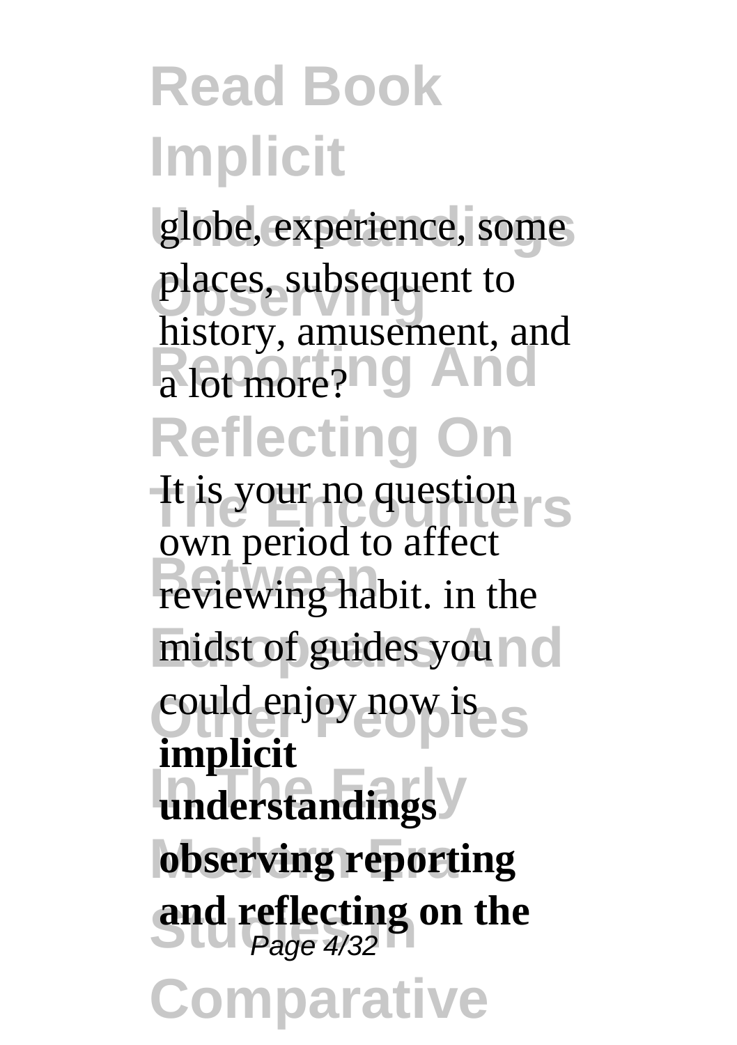globe, experience, some places, subsequent to history, amusement, and a lot more?

It is your no question own period to affect reviewing habit. in the midst of guides you could enjoy now is **implicit understandings observing reporting and reflecting on the**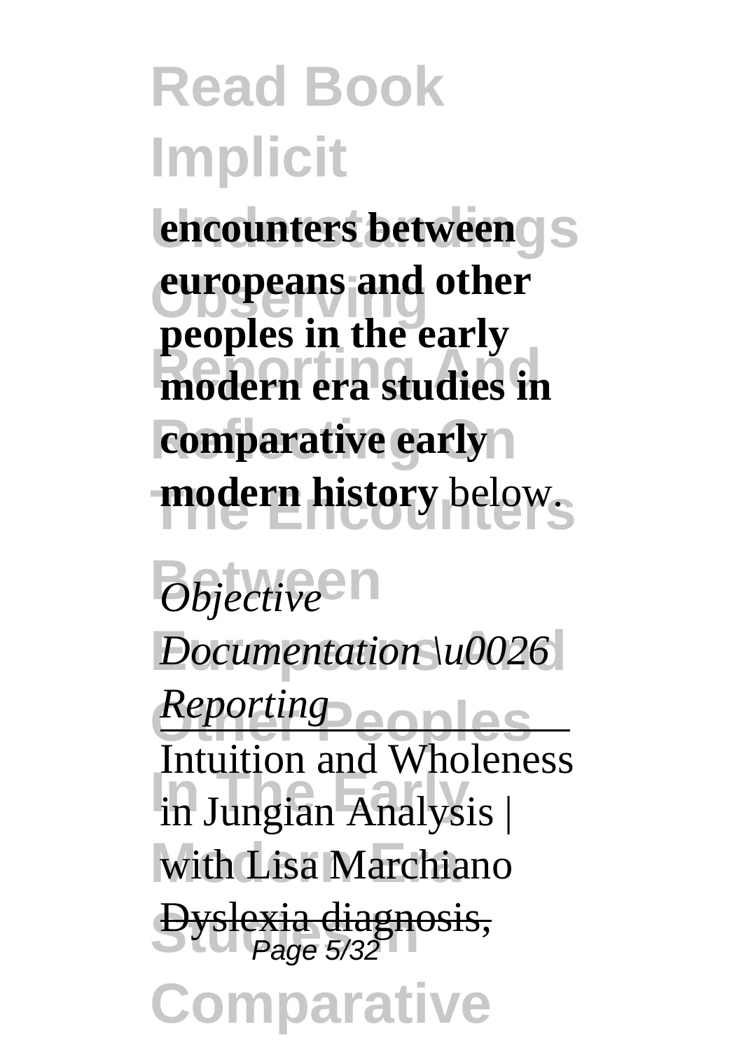**encounters between europeans and other peoples in the early modern era studies in comparative early modern history** below.

*Objective Documentation \u0026 Reporting*

Intuition and Wholeness in Jungian Analysis | with Lisa Marchiano

Dyslexia diagnosis,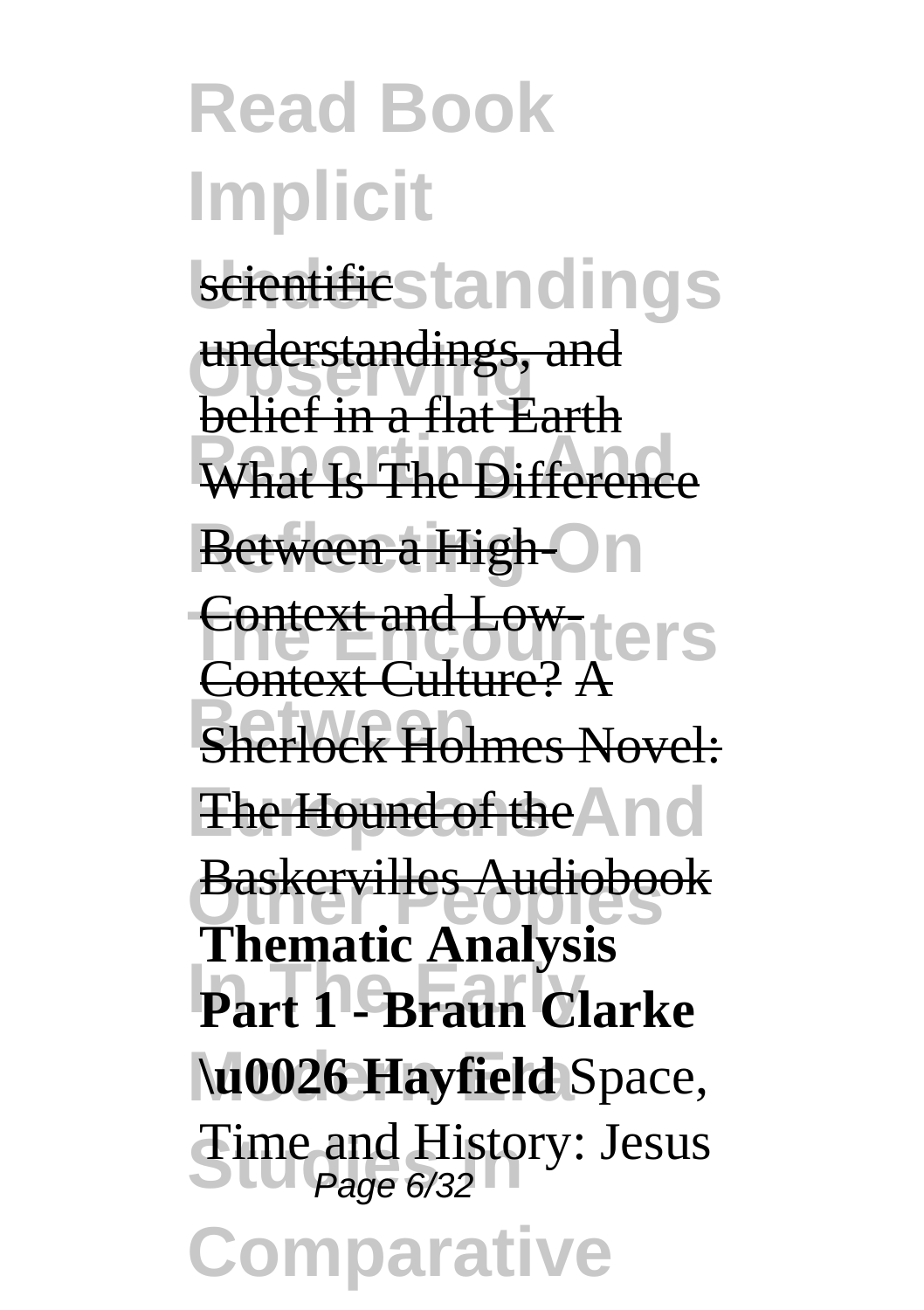scientific understandings, and belief in a flat Earth What Is The Difference Between a High-Context and Low-Context Culture? A Sherlock Holmes Novel: The Hound of the Baskervilles Audiobook **Thematic Analysis Part 1 - Braun Clarke \u0026 Hayfield** Space, Time and History: Jesus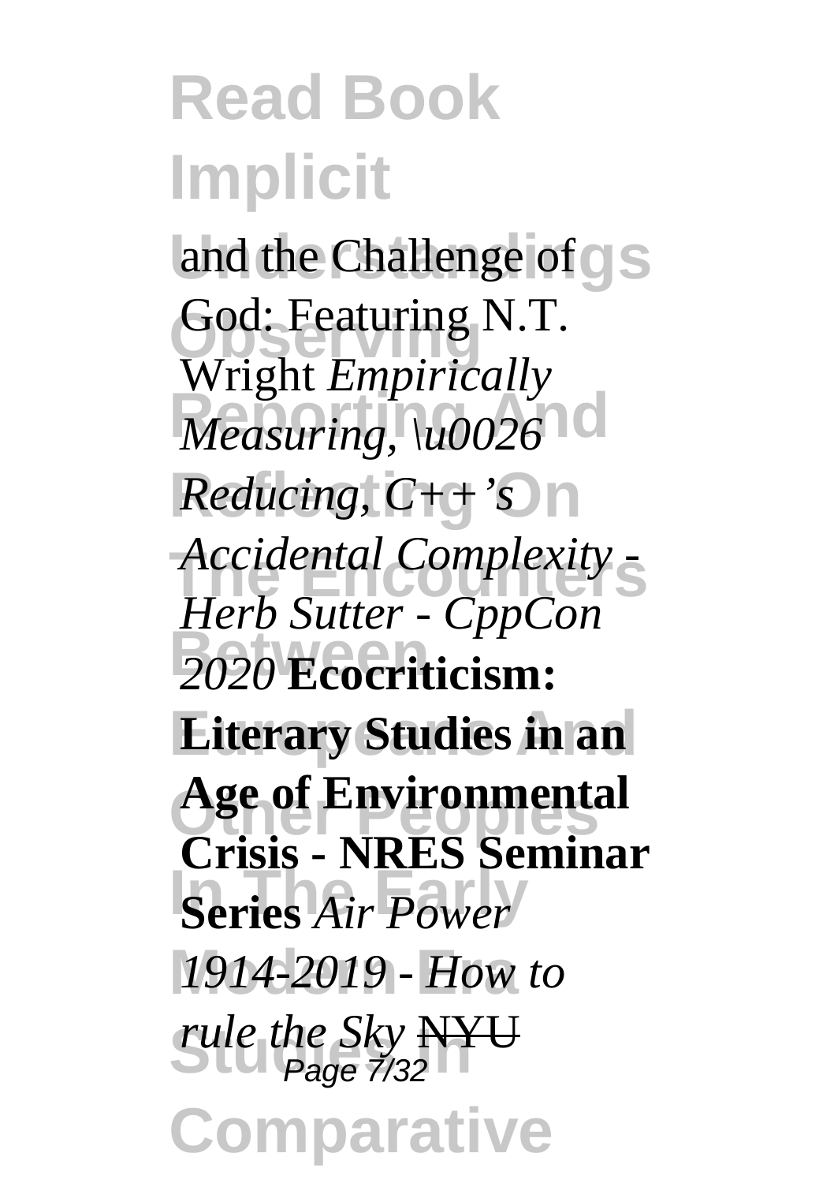and the Challenge of God: Featuring N.T. Wright *Empirically Measuring, \u0026 Reducing, C++'s Accidental Complexity - Herb Sutter - CppCon 2020* **Ecocriticism: Literary Studies in an Age of Environmental Crisis - NRES Seminar Series** *Air Power 1914-2019 - How to rule the Sky* ~~NYU~~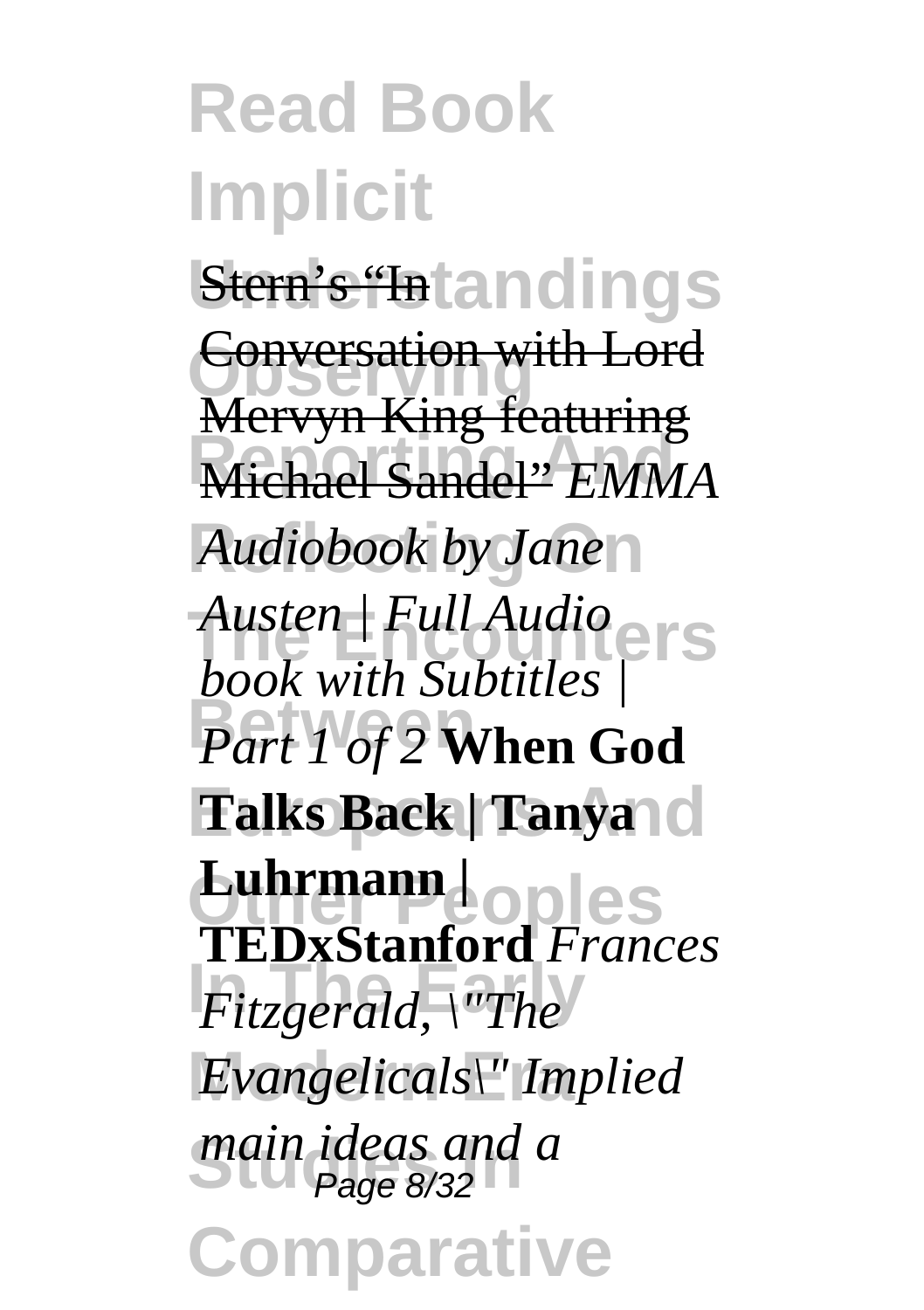Stern's "In Conversation with Lord Mervyn King featuring Michael Sandel" *EMMA Audiobook by Jane Austen | Full Audio book with Subtitles | Part 1 of 2* **When God Talks Back | Tanya Luhrmann | TEDxStanford** *Frances Fitzgerald, \"The Evangelicals\" Implied main ideas and a*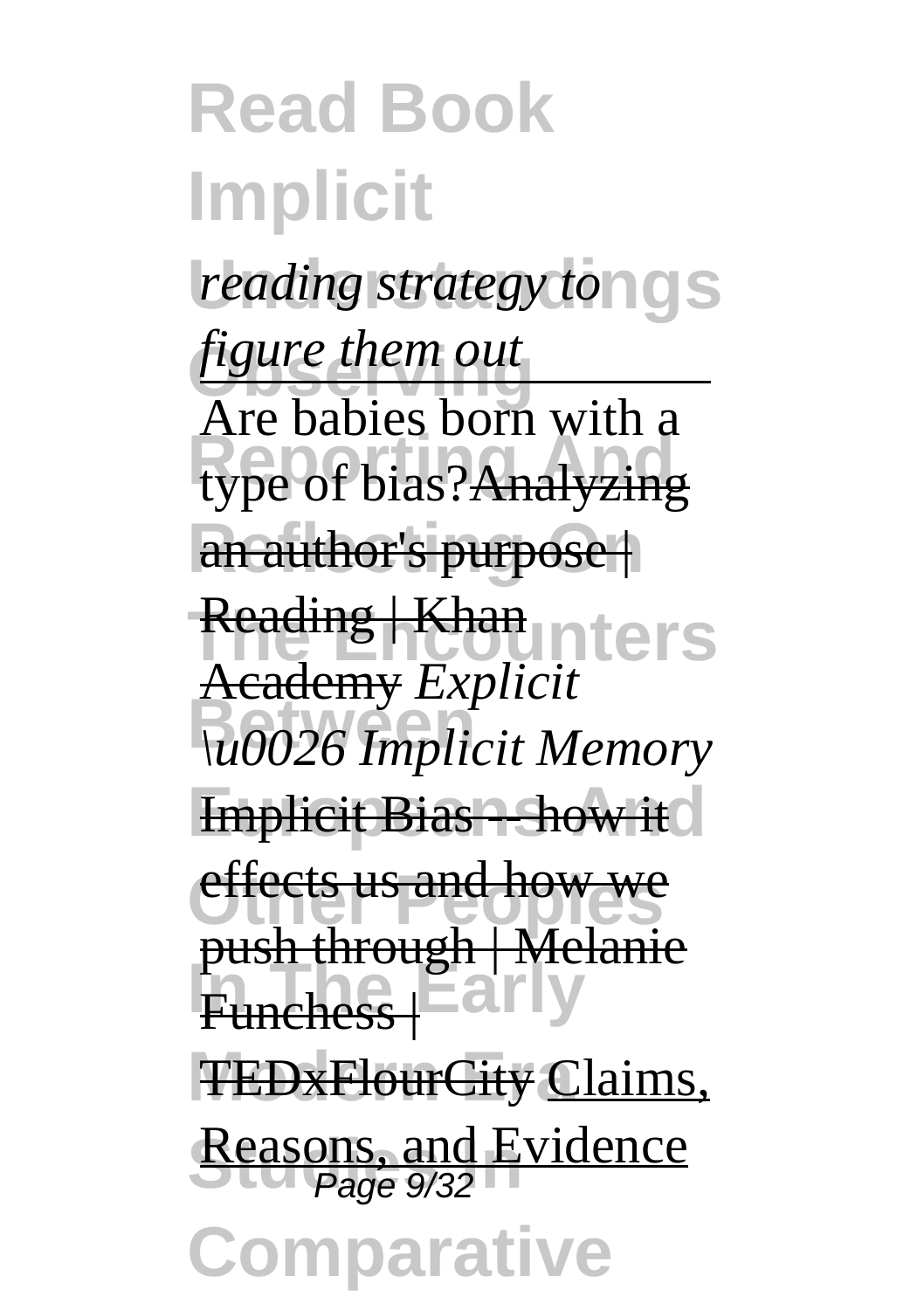# Read Book Implicit

*reading strategy to figure them out*

Are babies born with a type of bias?~~Analyzing an author's purpose | Reading | Khan Academy~~ *Explicit \u0026 Implicit Memory* Implicit Bias -- how it effects us and how we push through | Melanie Funchess | TEDxFlourCity Claims, Reasons, and Evidence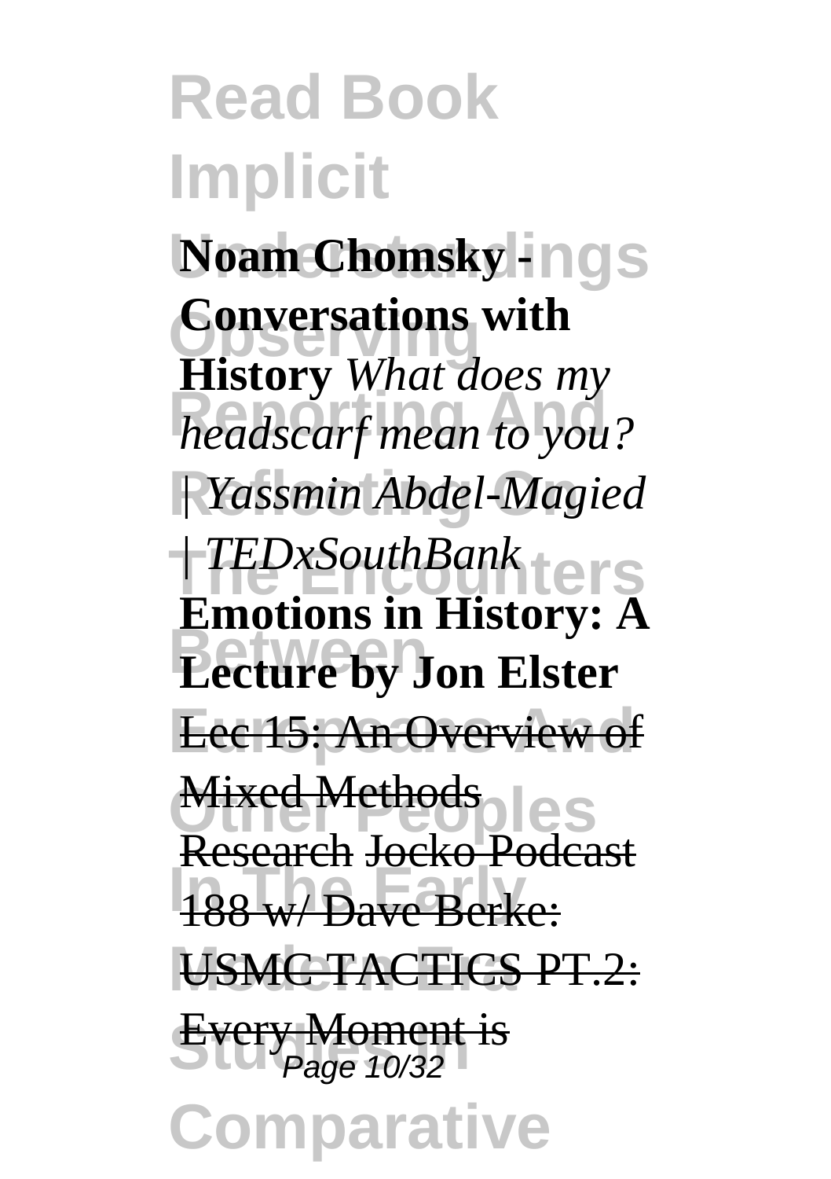**Noam Chomsky - Conversations with History** *What does my headscarf mean to you? | Yassmin Abdel-Magied | TEDxSouthBank* **Emotions in History: A Lecture by Jon Elster** ~~Lec 15: An Overview of Mixed Methods Research~~ ~~Jocko Podcast 188 w/ Dave Berke: USMC TACTICS PT.2: Every Moment is~~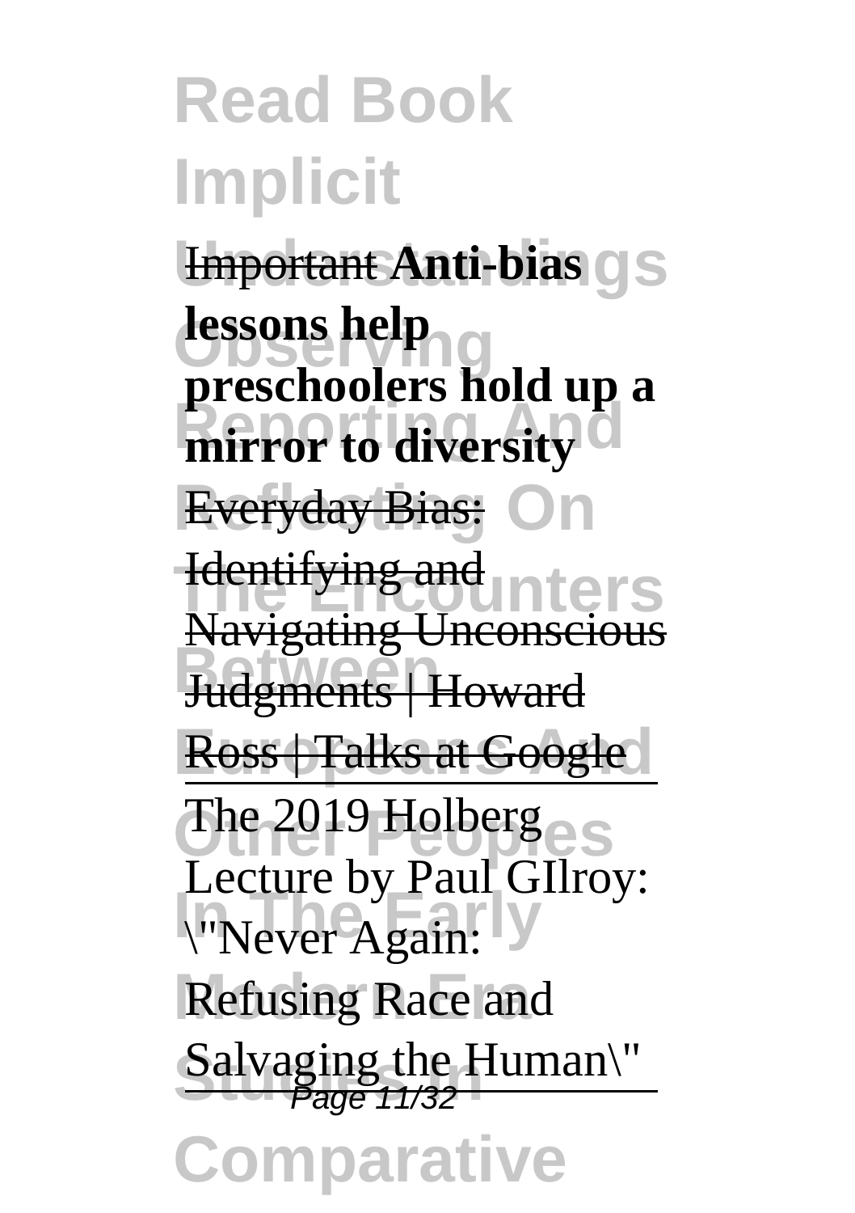Important **Anti-bias lessons help preschoolers hold up a mirror to diversity**

Everyday Bias: Identifying and Navigating Unconscious Judgments | Howard Ross | Talks at Google

The 2019 Holberg Lecture by Paul GIlroy: \"Never Again: Refusing Race and Salvaging the Human\"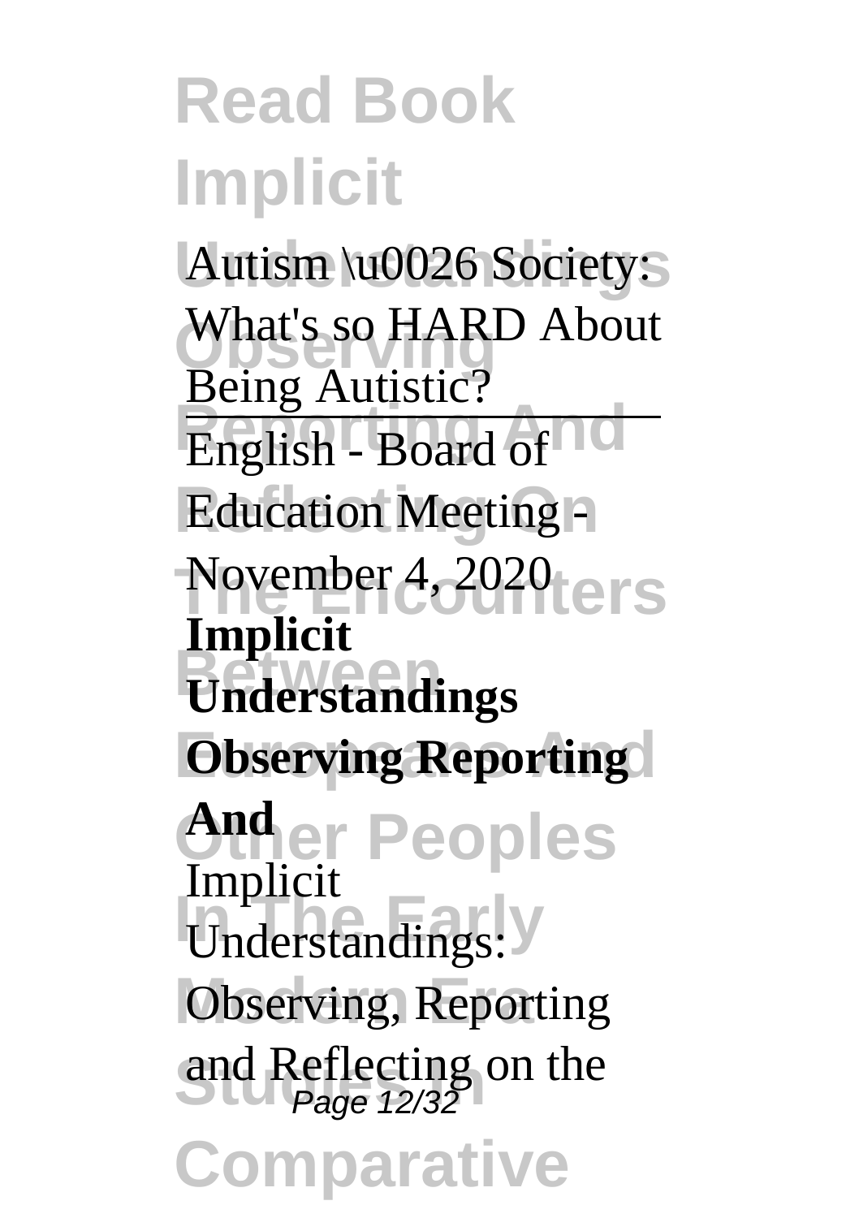Autism \u0026 Society: What's so HARD About Being Autistic?

English - Board of Education Meeting - November 4, 2020

**Implicit Understandings Observing Reporting And**

Implicit Understandings: Observing, Reporting and Reflecting on the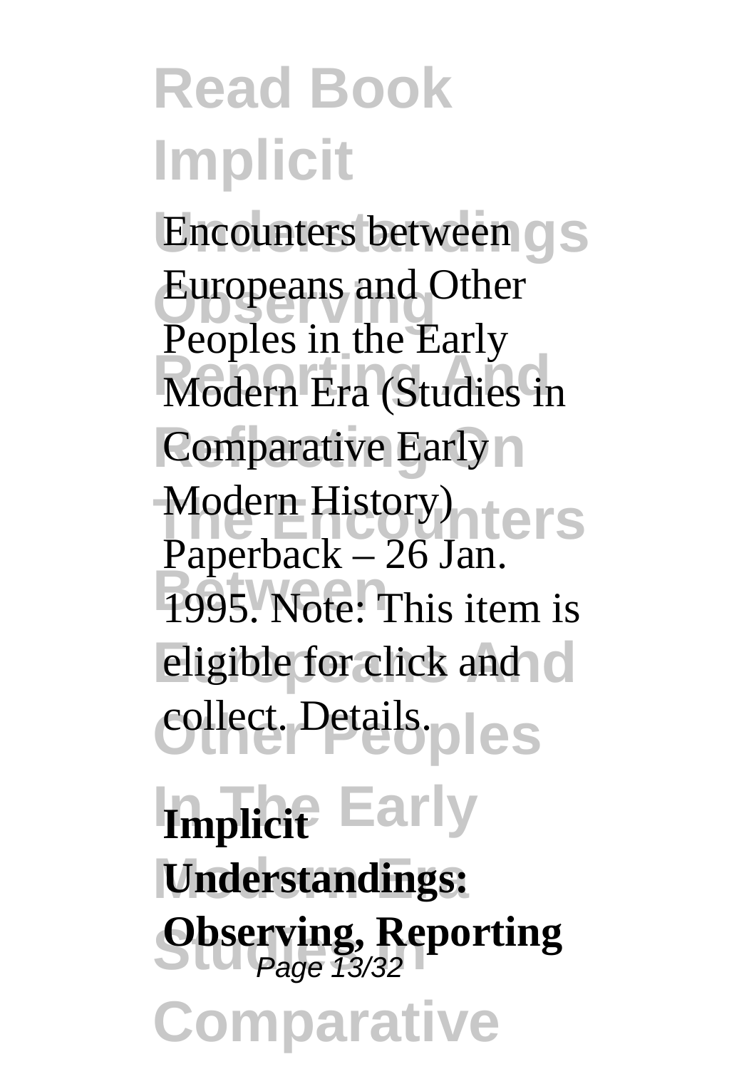Encounters between Europeans and Other Peoples in the Early Modern Era (Studies in Comparative Early Modern History) Paperback – 26 Jan. 1995. Note: This item is eligible for click and collect. Details.

**Implicit Understandings: Observing, Reporting**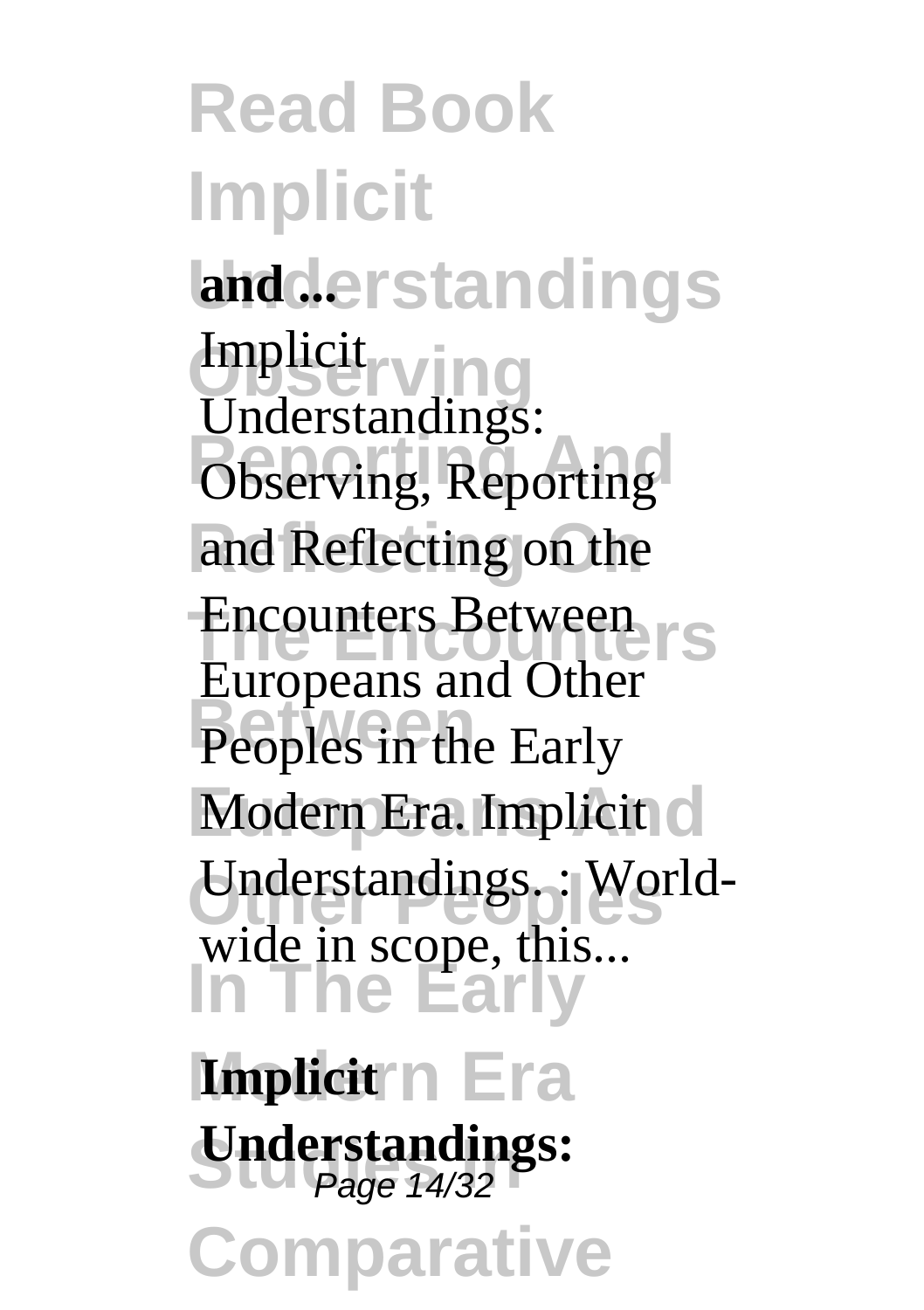**and ...**

Implicit Understandings: Observing, Reporting and Reflecting on the Encounters Between Europeans and Other Peoples in the Early Modern Era. Implicit Understandings. : World-wide in scope, this...

**Implicit Understandings:**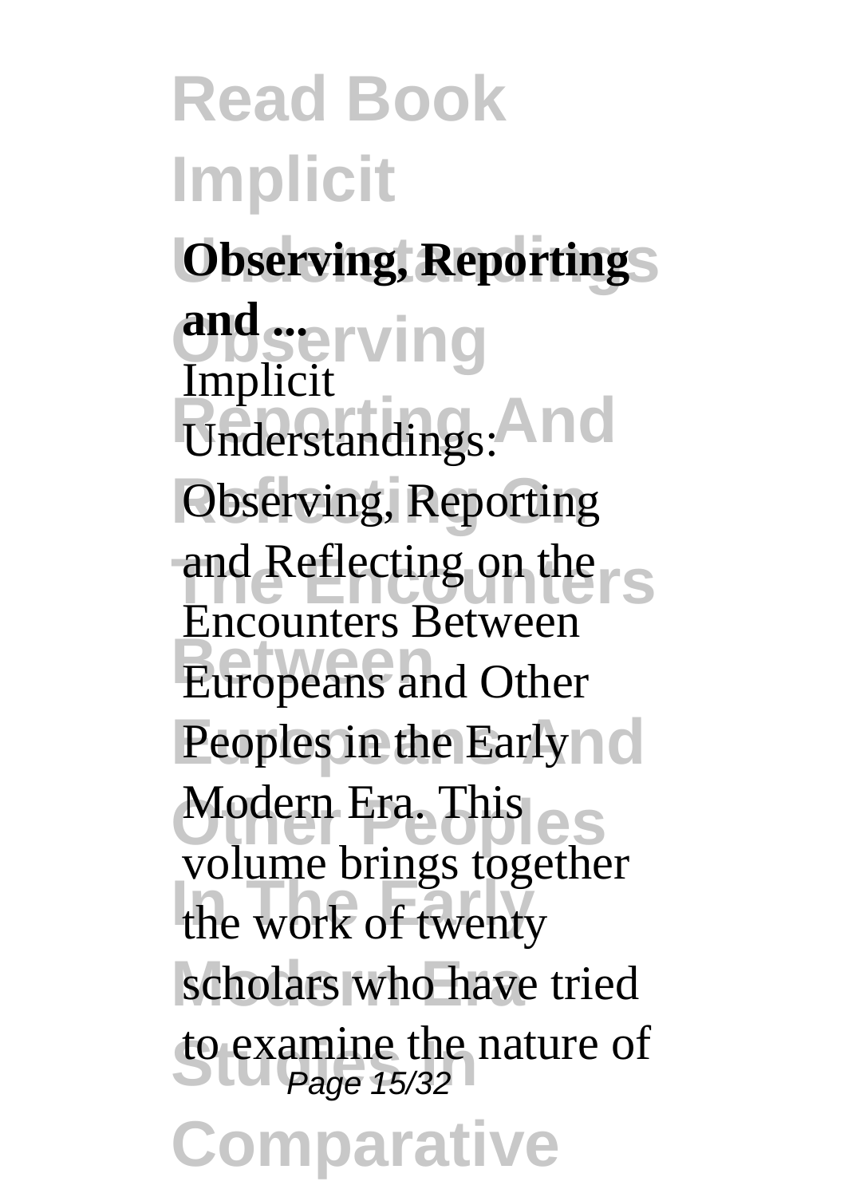**Observing, Reporting and ...**

Implicit Understandings: Observing, Reporting and Reflecting on the Encounters Between Europeans and Other Peoples in the Early Modern Era. This volume brings together the work of twenty scholars who have tried to examine the nature of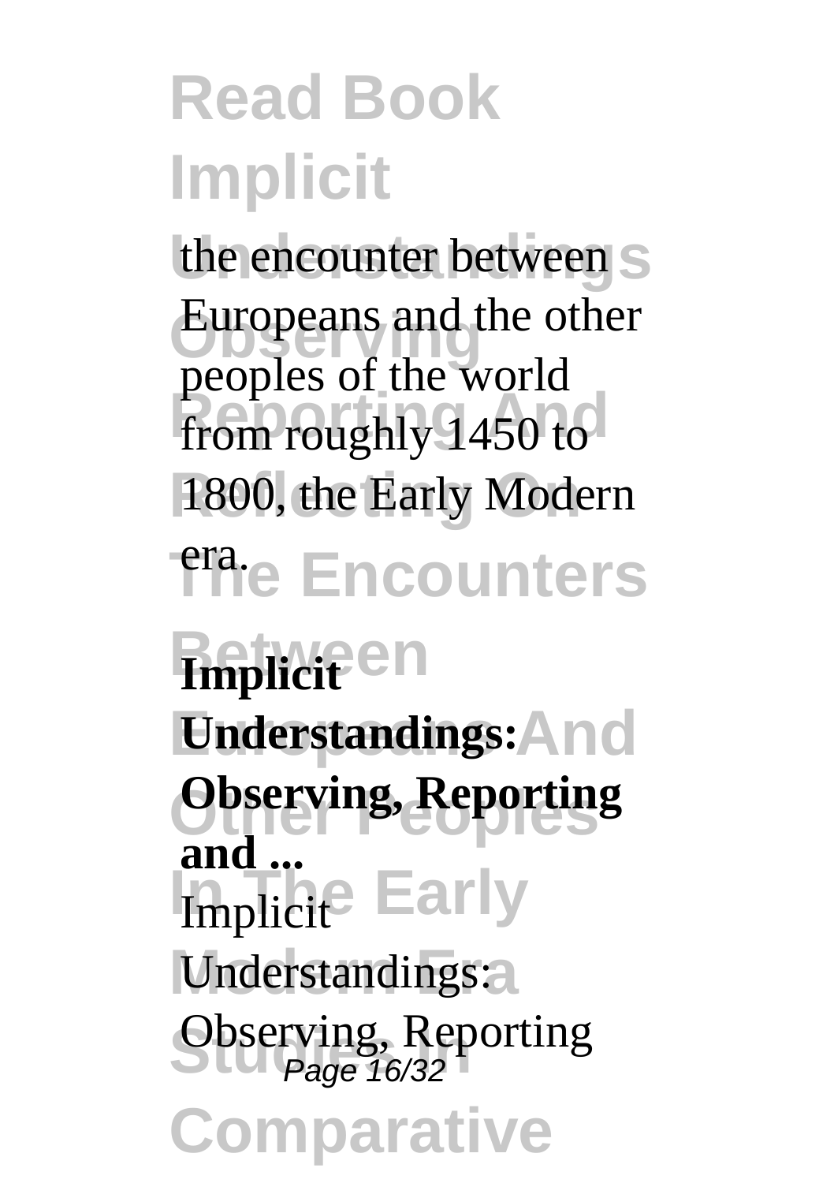the encounter between Europeans and the other peoples of the world from roughly 1450 to 1800, the Early Modern era.

**Implicit Understandings: Observing, Reporting and ...**

Implicit Understandings: Observing, Reporting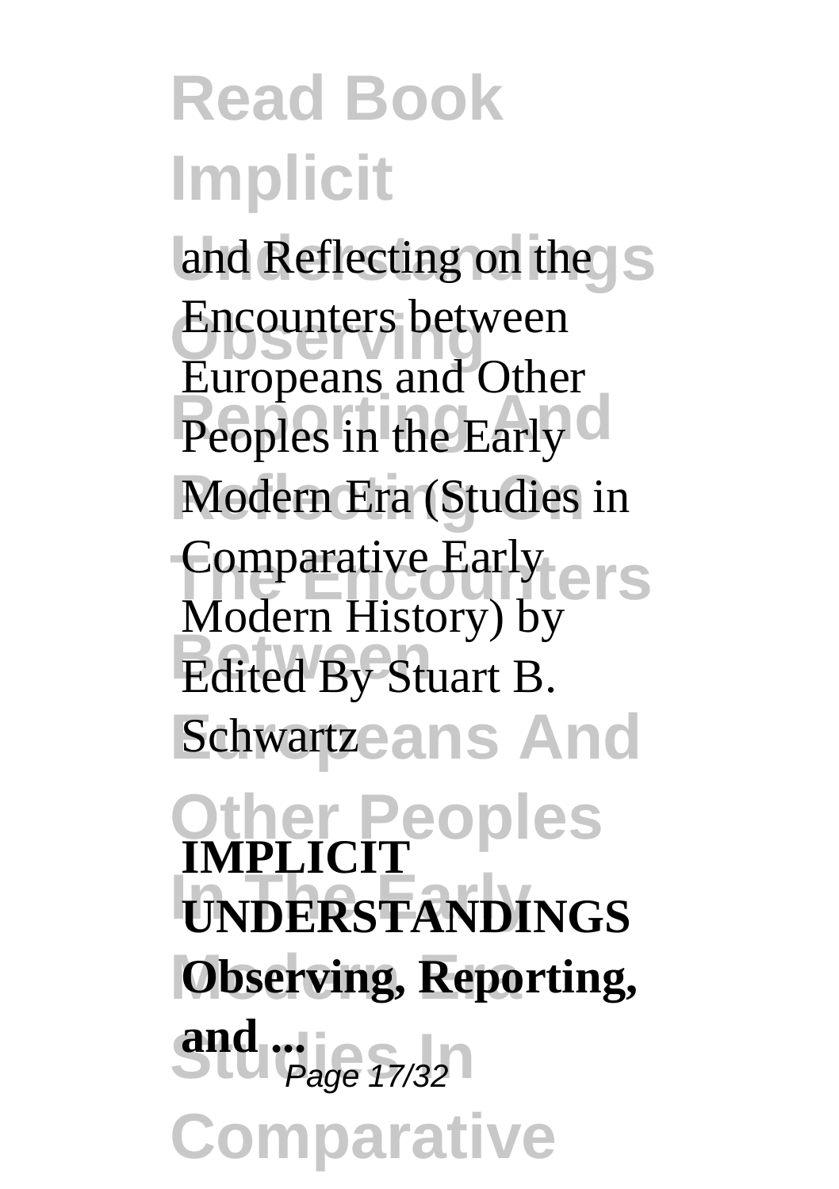and Reflecting on the Encounters between Europeans and Other Peoples in the Early Modern Era (Studies in Comparative Early Modern History) by Edited By Stuart B. Schwartz

**IMPLICIT UNDERSTANDINGS Observing, Reporting, and ...**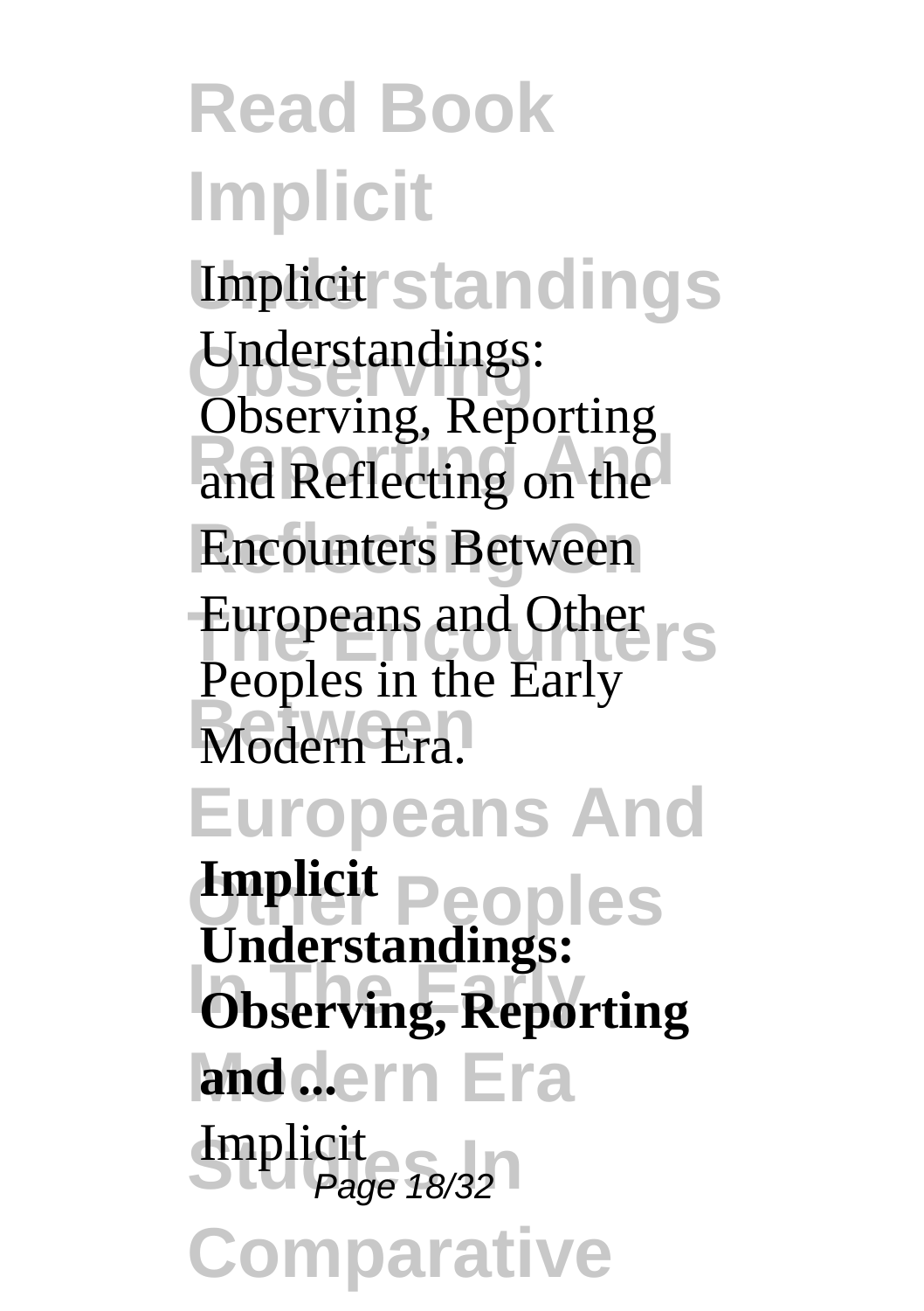Implicit Understandings: Observing, Reporting and Reflecting on the Encounters Between Europeans and Other Peoples in the Early Modern Era.

**Implicit Understandings: Observing, Reporting and ...**

Implicit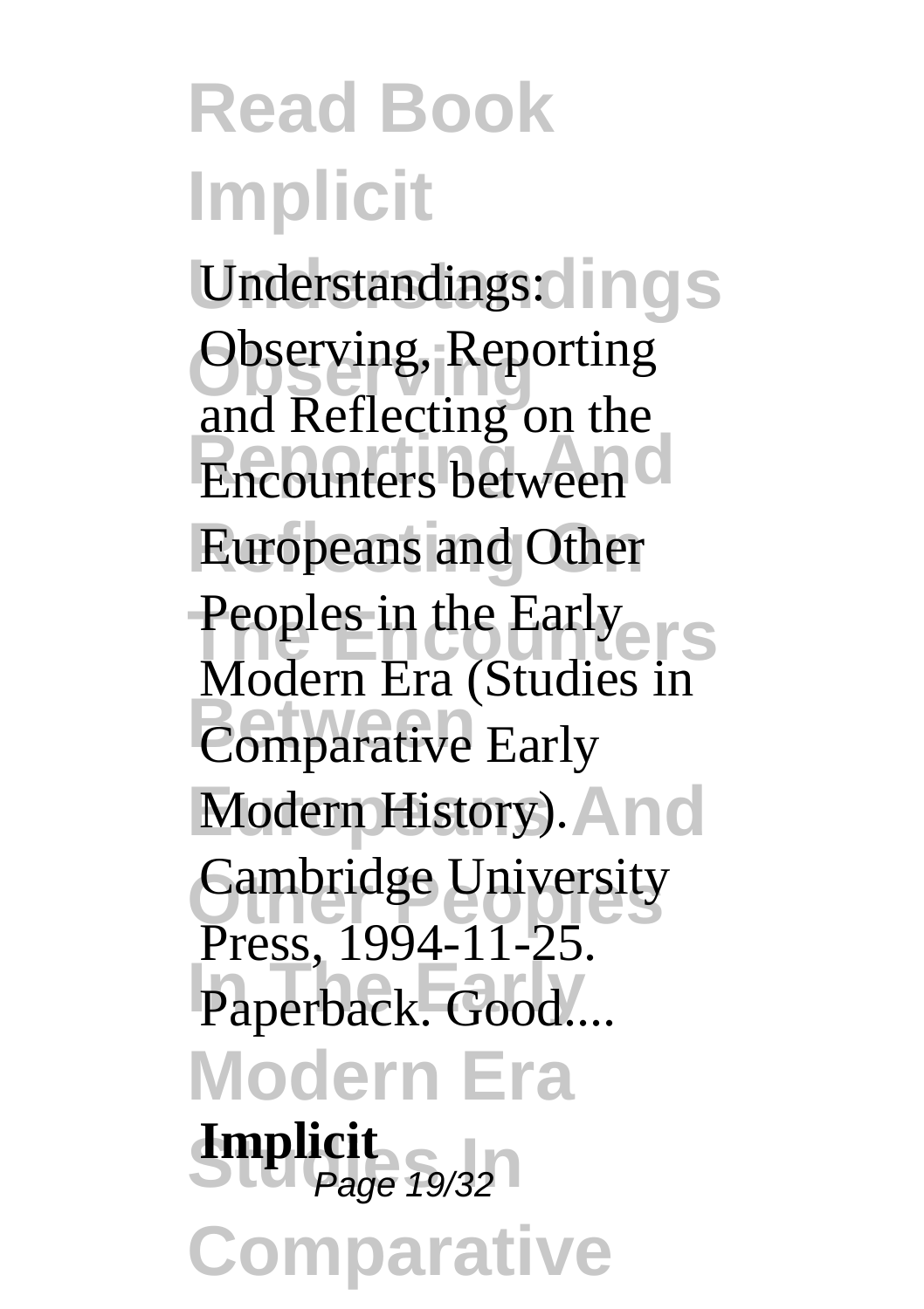# Read Book Implicit

Understandings: Observing, Reporting and Reflecting on the Encounters between Europeans and Other Peoples in the Early Modern Era (Studies in Comparative Early Modern History). Cambridge University Press, 1994-11-25. Paperback. Good....

**Implicit**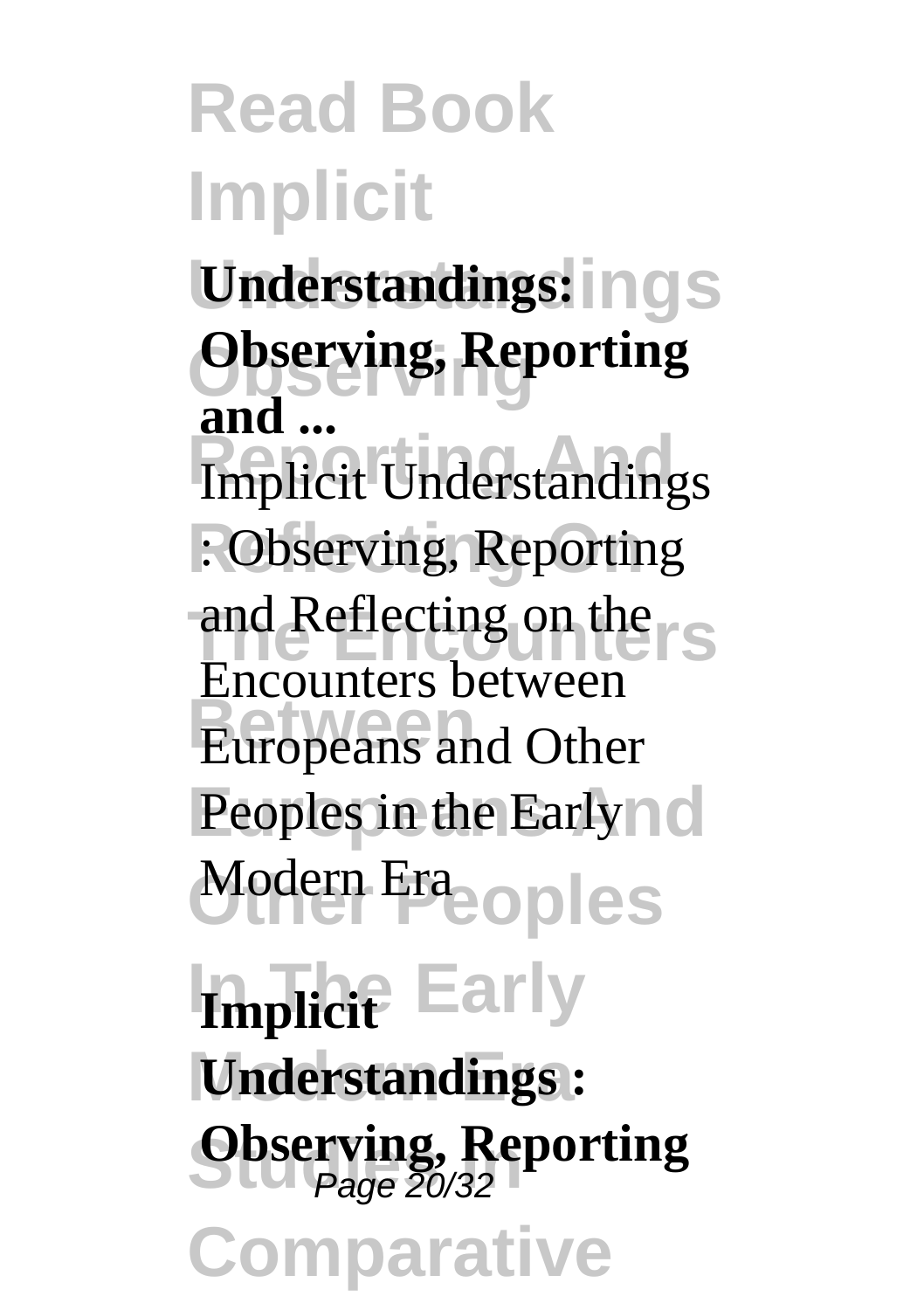**Implicit Understandings: Observing, Reporting and ...**

Implicit Understandings : Observing, Reporting and Reflecting on the Encounters between Europeans and Other Peoples in the Early Modern Era

**Implicit Understandings : Observing, Reporting**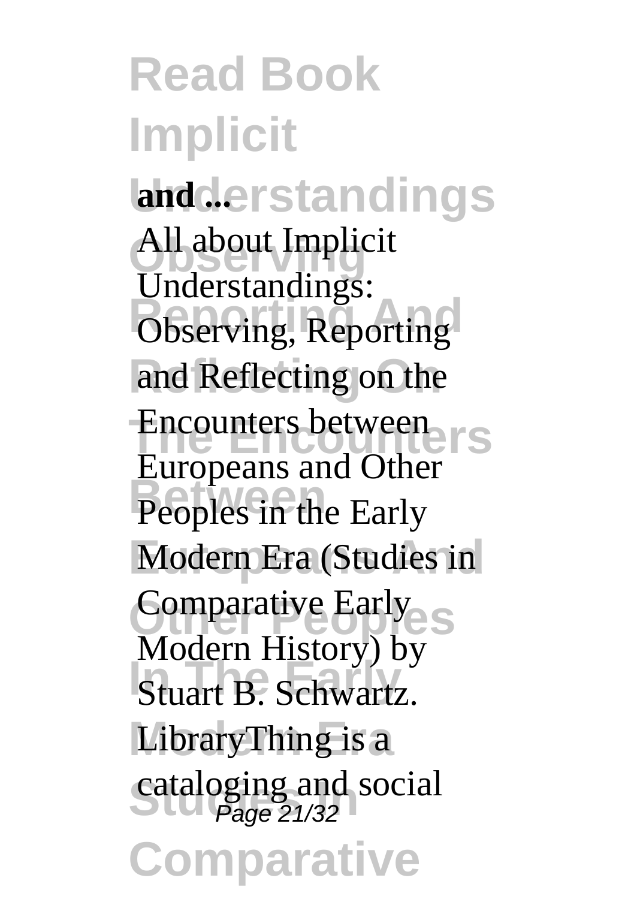**and ...**

All about Implicit Understandings: Observing, Reporting and Reflecting on the Encounters between Europeans and Other Peoples in the Early Modern Era (Studies in Comparative Early Modern History) by Stuart B. Schwartz. LibraryThing is a cataloging and social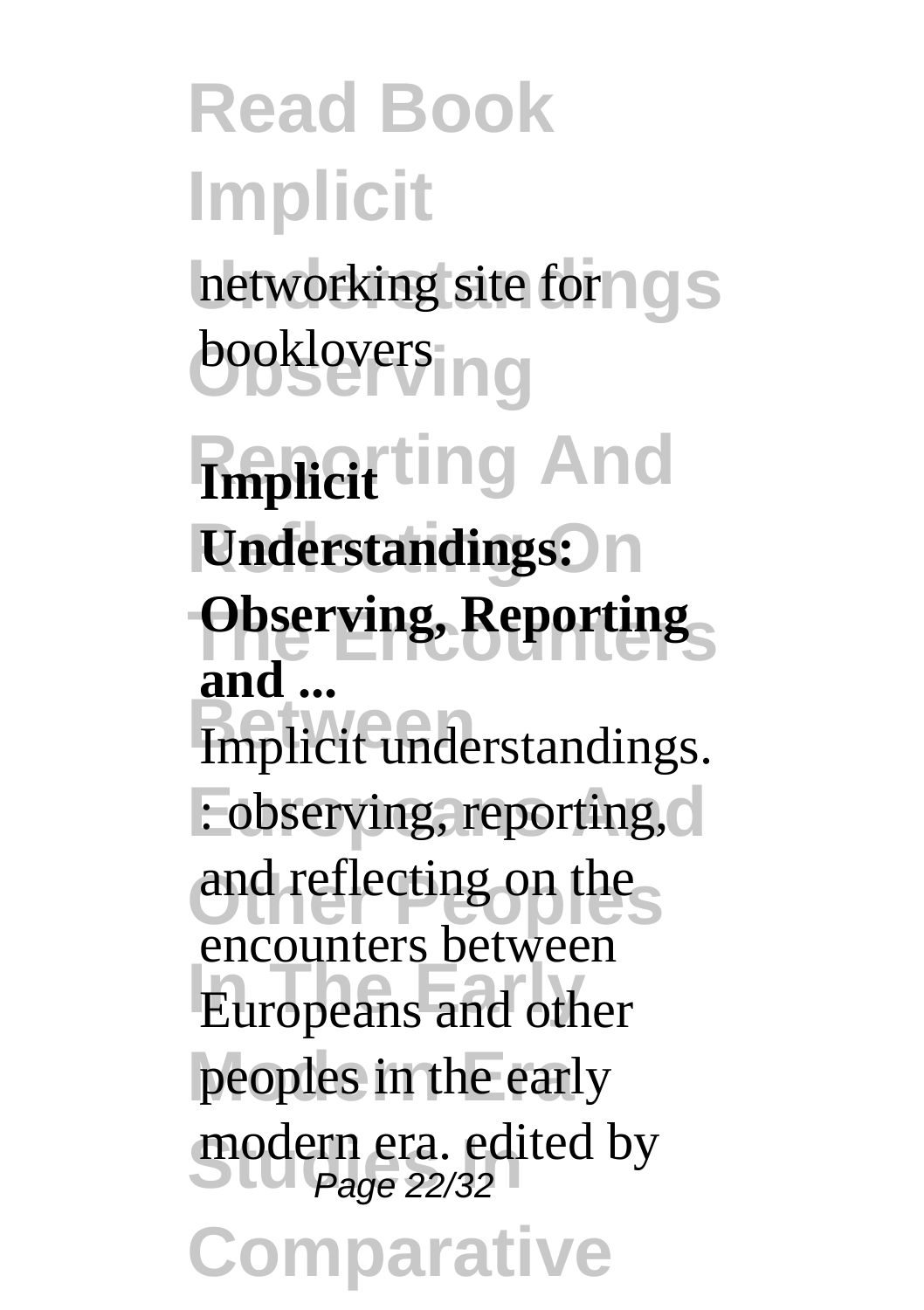networking site for booklovers

**Implicit Understandings: Observing, Reporting and ...**

Implicit understandings. : observing, reporting, and reflecting on the encounters between Europeans and other peoples in the early modern era. edited by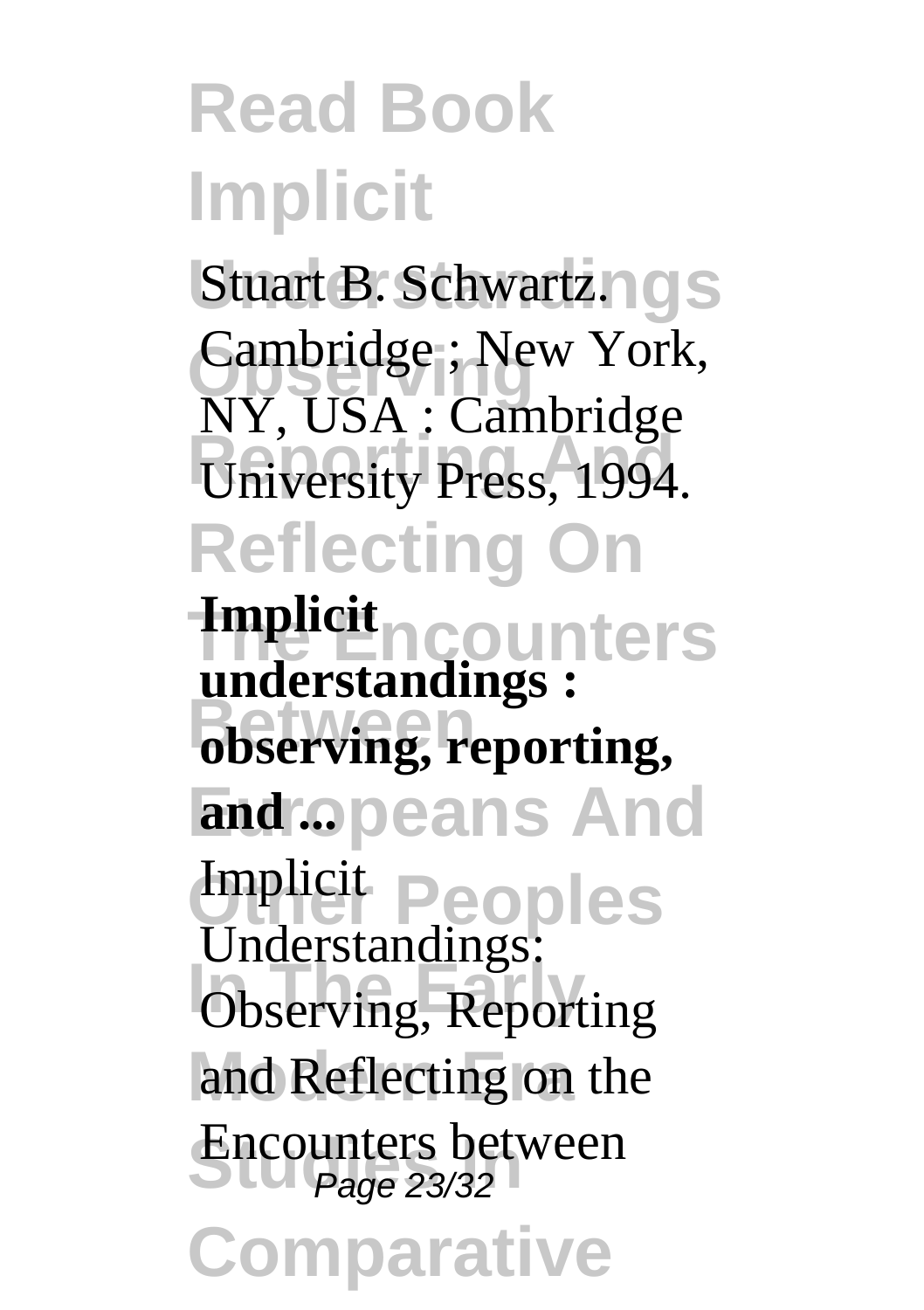Stuart B. Schwartz. Cambridge ; New York, NY, USA : Cambridge University Press, 1994.

**Implicit understandings : observing, reporting, and ...**

Implicit Understandings: Observing, Reporting and Reflecting on the Encounters between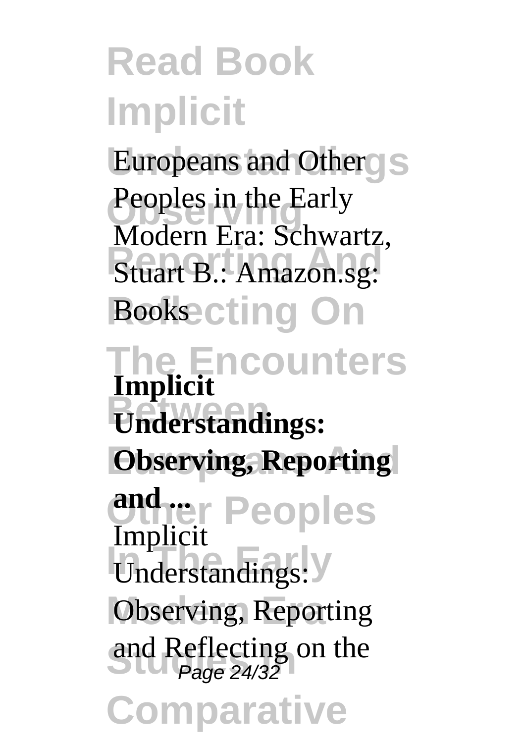Europeans and Other Peoples in the Early Modern Era: Schwartz, Stuart B.: Amazon.sg: Books

**Implicit Understandings: Observing, Reporting and ...**

Implicit Understandings: Observing, Reporting and Reflecting on the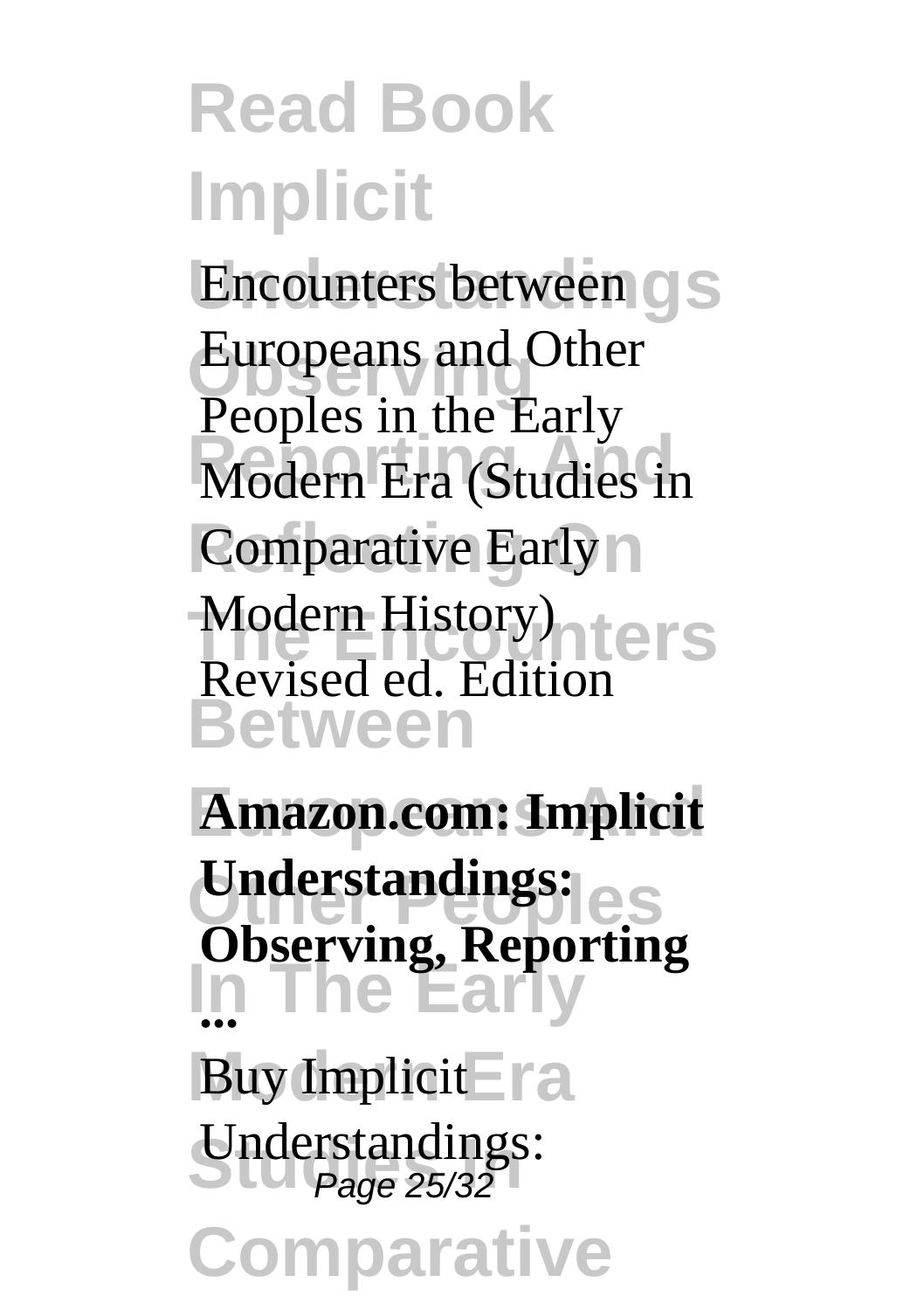Encounters between Europeans and Other Peoples in the Early Modern Era (Studies in Comparative Early Modern History) Revised ed. Edition

**Amazon.com: Implicit Understandings: Observing, Reporting ...**

Buy Implicit Understandings: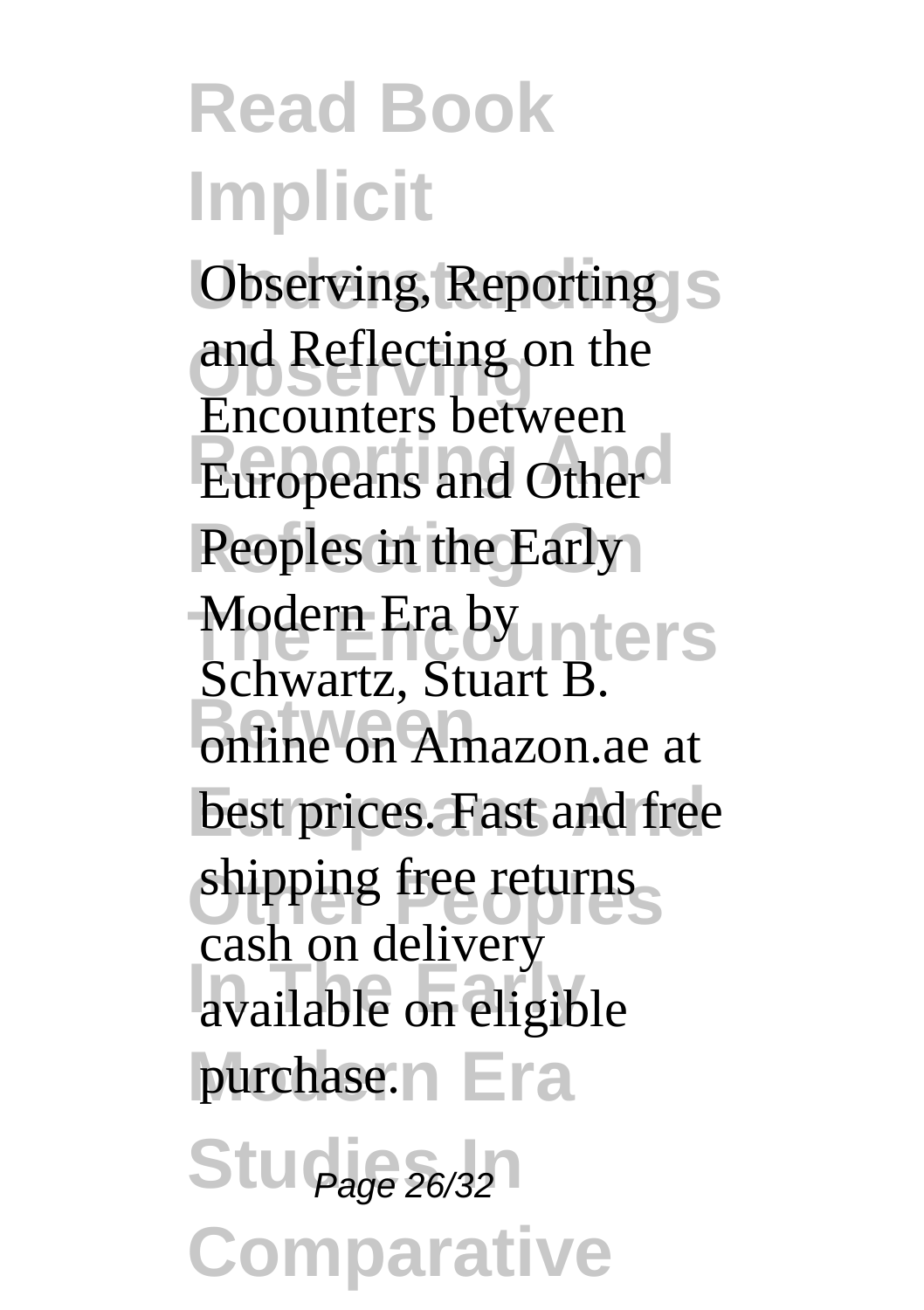Observing, Reporting and Reflecting on the Encounters between Europeans and Other Peoples in the Early Modern Era by Schwartz, Stuart B. online on Amazon.ae at best prices. Fast and free shipping free returns cash on delivery available on eligible purchase.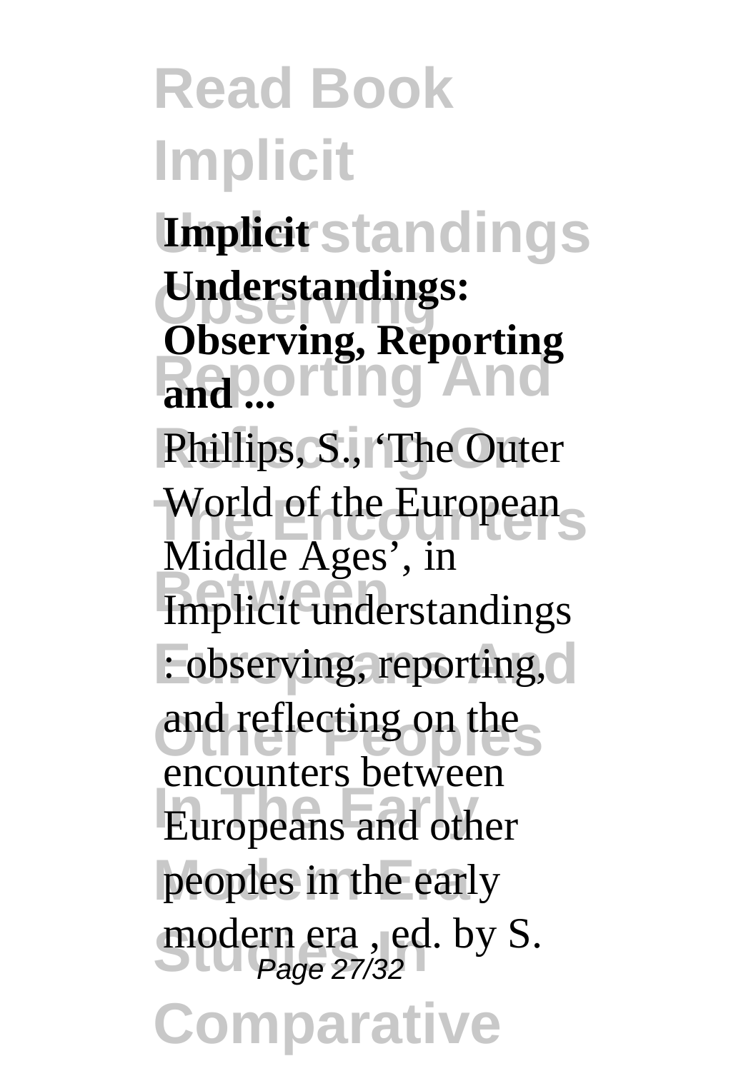**Implicit Understandings: Observing, Reporting and ...**

Phillips, S., 'The Outer World of the European Middle Ages', in Implicit understandings : observing, reporting, and reflecting on the encounters between Europeans and other peoples in the early modern era , ed. by S.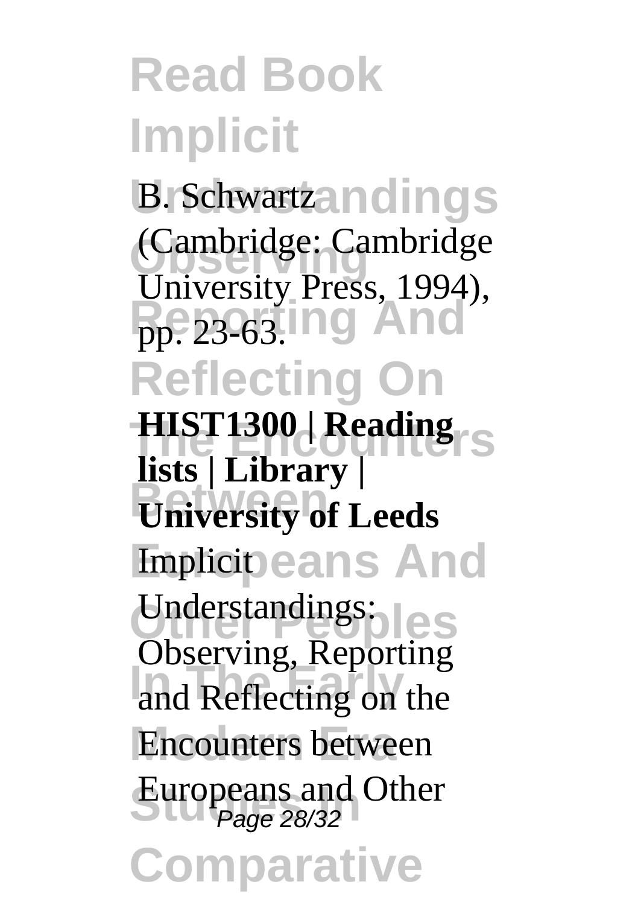B. Schwartz (Cambridge: Cambridge University Press, 1994), pp. 23-63.

**HIST1300 | Reading lists | Library | University of Leeds**

Implicit Understandings: Observing, Reporting and Reflecting on the Encounters between Europeans and Other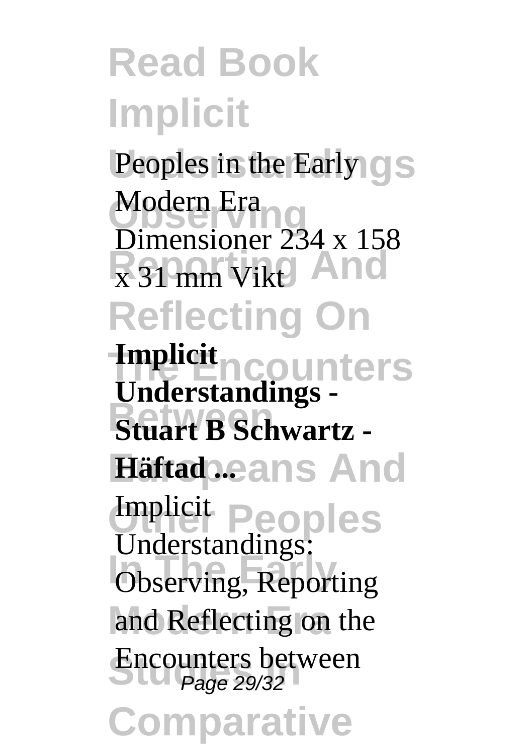Peoples in the Early Modern Era
Dimensioner 234 x 158 x 31 mm Vikt

**Implicit Understandings - Stuart B Schwartz - Häftad ...**

Implicit Understandings: Observing, Reporting and Reflecting on the Encounters between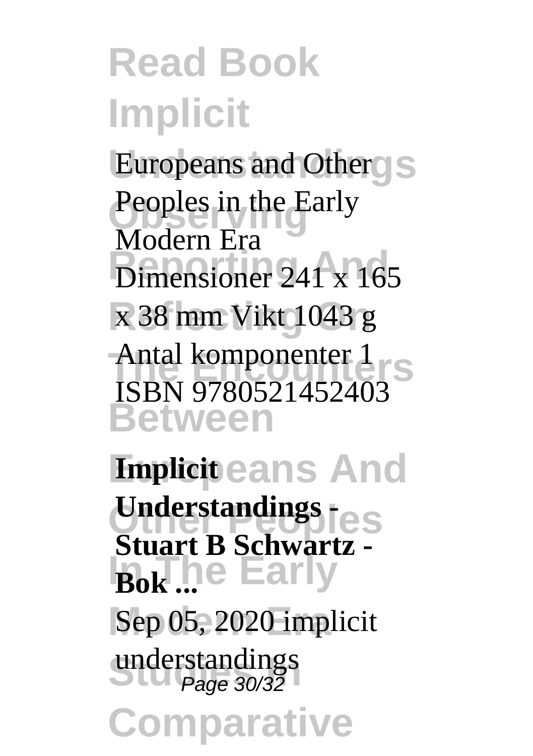Europeans and Other Peoples in the Early Modern Era
Dimensioner 241 x 165 x 38 mm Vikt 1043 g
Antal komponenter 1
ISBN 9780521452403

**Implicit Understandings - Stuart B Schwartz - Bok ...**

Sep 05, 2020 implicit understandings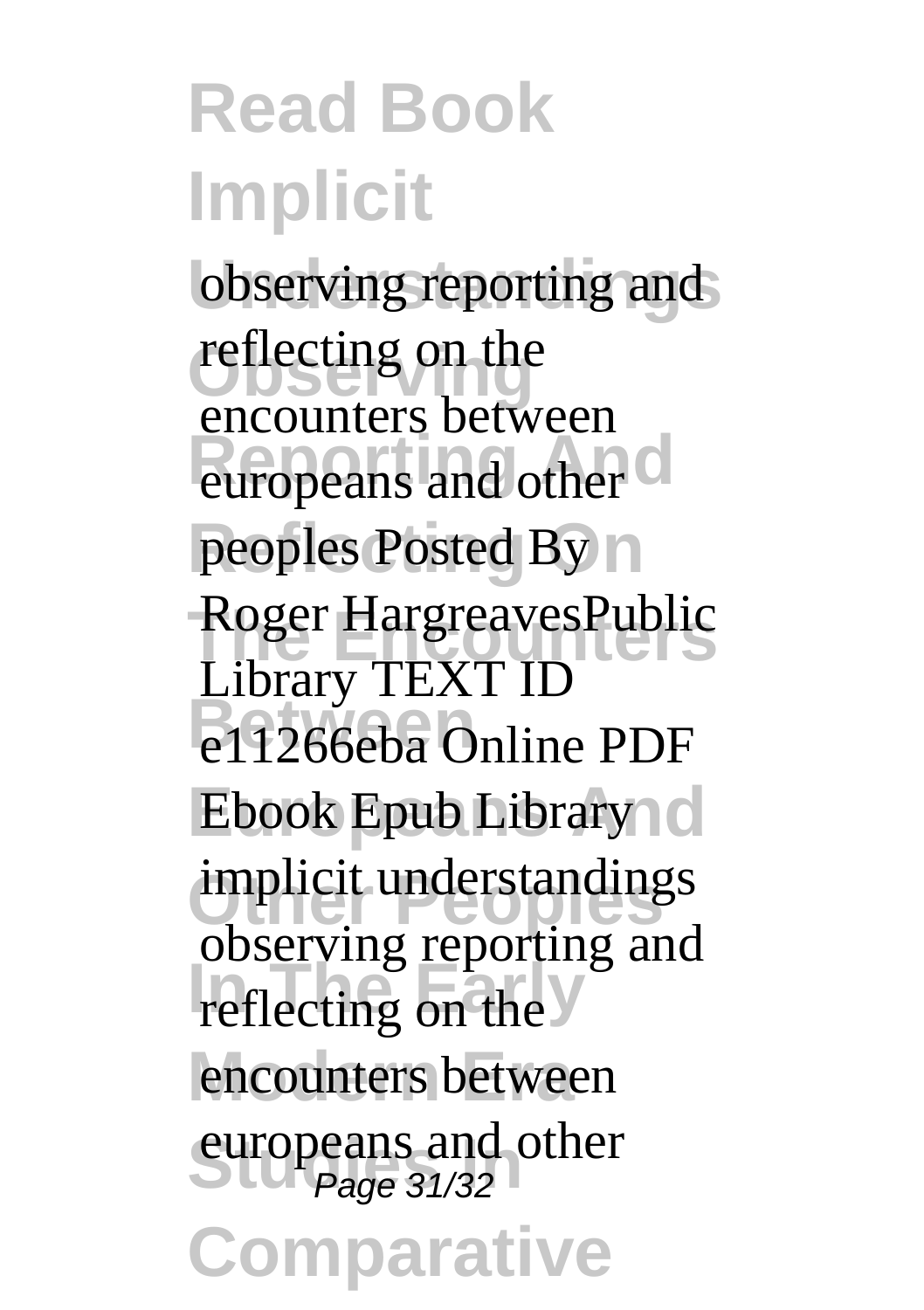observing reporting and reflecting on the encounters between europeans and other peoples Posted By Roger HargreavesPublic Library TEXT ID e11266eba Online PDF Ebook Epub Library implicit understandings observing reporting and reflecting on the encounters between europeans and other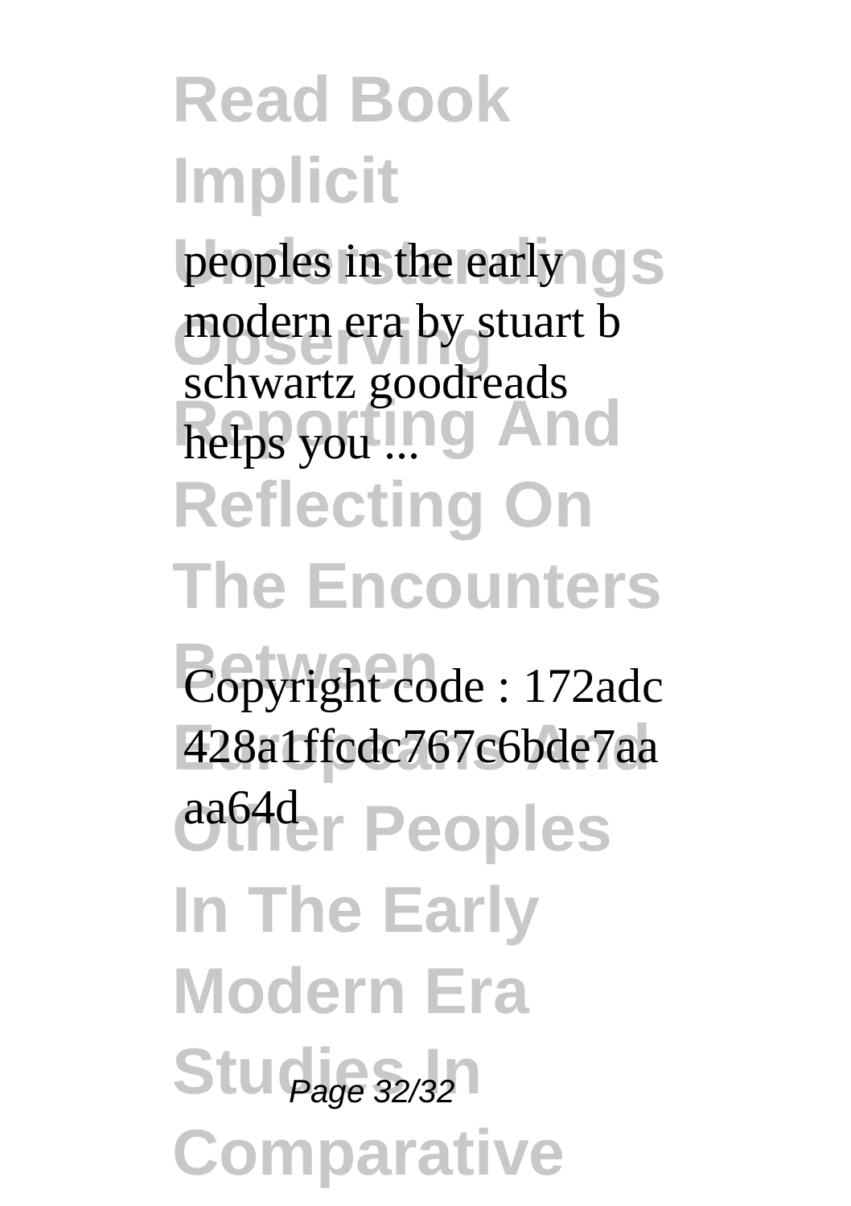peoples in the early modern era by stuart b schwartz goodreads helps you ...

Copyright code : 172adc428a1ffcdc767c6bde7aaaa64d